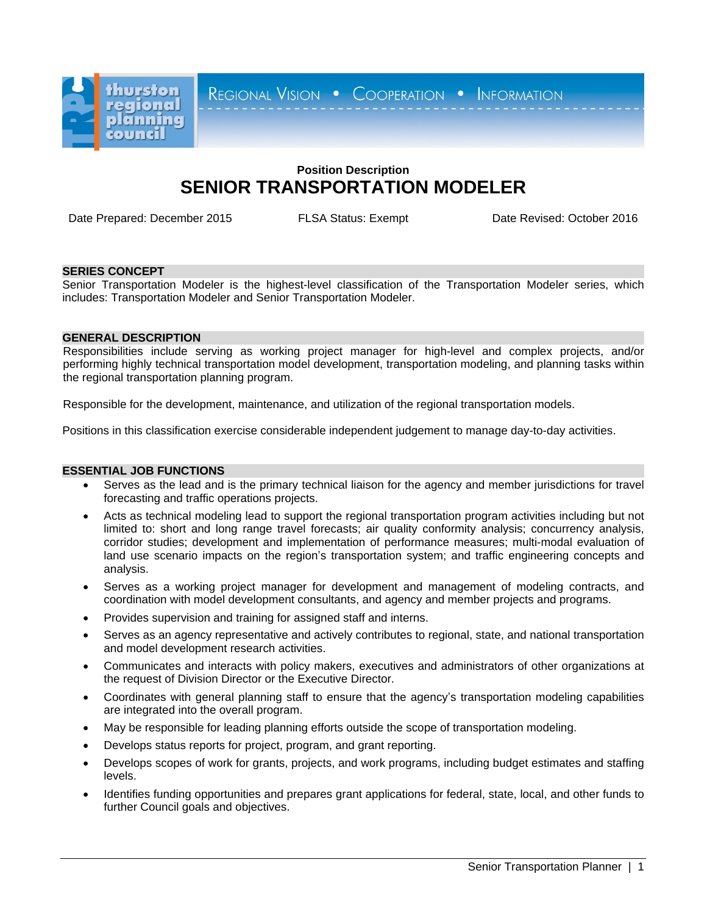thurston regional planning council

REGIONAL VISION • COOPERATION • INFORMATION

**Position Description**

# SENIOR TRANSPORTATION MODELER

Date Prepared: December 2015 FLSA Status: Exempt Date Revised: October 2016

## SERIES CONCEPT

Senior Transportation Modeler is the highest-level classification of the Transportation Modeler series, which includes: Transportation Modeler and Senior Transportation Modeler.

## GENERAL DESCRIPTION

Responsibilities include serving as working project manager for high-level and complex projects, and/or performing highly technical transportation model development, transportation modeling, and planning tasks within the regional transportation planning program.

Responsible for the development, maintenance, and utilization of the regional transportation models.

Positions in this classification exercise considerable independent judgement to manage day-to-day activities.

## ESSENTIAL JOB FUNCTIONS

- Serves as the lead and is the primary technical liaison for the agency and member jurisdictions for travel forecasting and traffic operations projects.
- Acts as technical modeling lead to support the regional transportation program activities including but not limited to: short and long range travel forecasts; air quality conformity analysis; concurrency analysis, corridor studies; development and implementation of performance measures; multi-modal evaluation of land use scenario impacts on the region's transportation system; and traffic engineering concepts and analysis.
- Serves as a working project manager for development and management of modeling contracts, and coordination with model development consultants, and agency and member projects and programs.
- Provides supervision and training for assigned staff and interns.
- Serves as an agency representative and actively contributes to regional, state, and national transportation and model development research activities.
- Communicates and interacts with policy makers, executives and administrators of other organizations at the request of Division Director or the Executive Director.
- Coordinates with general planning staff to ensure that the agency's transportation modeling capabilities are integrated into the overall program.
- May be responsible for leading planning efforts outside the scope of transportation modeling.
- Develops status reports for project, program, and grant reporting.
- Develops scopes of work for grants, projects, and work programs, including budget estimates and staffing levels.
- Identifies funding opportunities and prepares grant applications for federal, state, local, and other funds to further Council goals and objectives.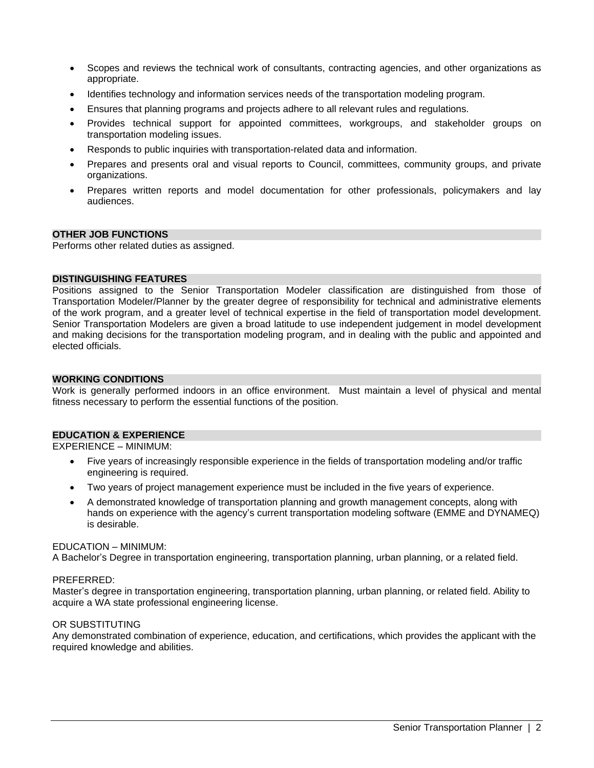- Scopes and reviews the technical work of consultants, contracting agencies, and other organizations as appropriate.
- Identifies technology and information services needs of the transportation modeling program.
- Ensures that planning programs and projects adhere to all relevant rules and regulations.
- Provides technical support for appointed committees, workgroups, and stakeholder groups on transportation modeling issues.
- Responds to public inquiries with transportation-related data and information.
- Prepares and presents oral and visual reports to Council, committees, community groups, and private organizations.
- Prepares written reports and model documentation for other professionals, policymakers and lay audiences.

## OTHER JOB FUNCTIONS

Performs other related duties as assigned.

## DISTINGUISHING FEATURES

Positions assigned to the Senior Transportation Modeler classification are distinguished from those of Transportation Modeler/Planner by the greater degree of responsibility for technical and administrative elements of the work program, and a greater level of technical expertise in the field of transportation model development. Senior Transportation Modelers are given a broad latitude to use independent judgement in model development and making decisions for the transportation modeling program, and in dealing with the public and appointed and elected officials.

## WORKING CONDITIONS

Work is generally performed indoors in an office environment. Must maintain a level of physical and mental fitness necessary to perform the essential functions of the position.

## EDUCATION & EXPERIENCE

EXPERIENCE – MINIMUM:

- Five years of increasingly responsible experience in the fields of transportation modeling and/or traffic engineering is required.
- Two years of project management experience must be included in the five years of experience.
- A demonstrated knowledge of transportation planning and growth management concepts, along with hands on experience with the agency's current transportation modeling software (EMME and DYNAMEQ) is desirable.

EDUCATION – MINIMUM:

A Bachelor's Degree in transportation engineering, transportation planning, urban planning, or a related field.

PREFERRED:

Master's degree in transportation engineering, transportation planning, urban planning, or related field. Ability to acquire a WA state professional engineering license.

OR SUBSTITUTING

Any demonstrated combination of experience, education, and certifications, which provides the applicant with the required knowledge and abilities.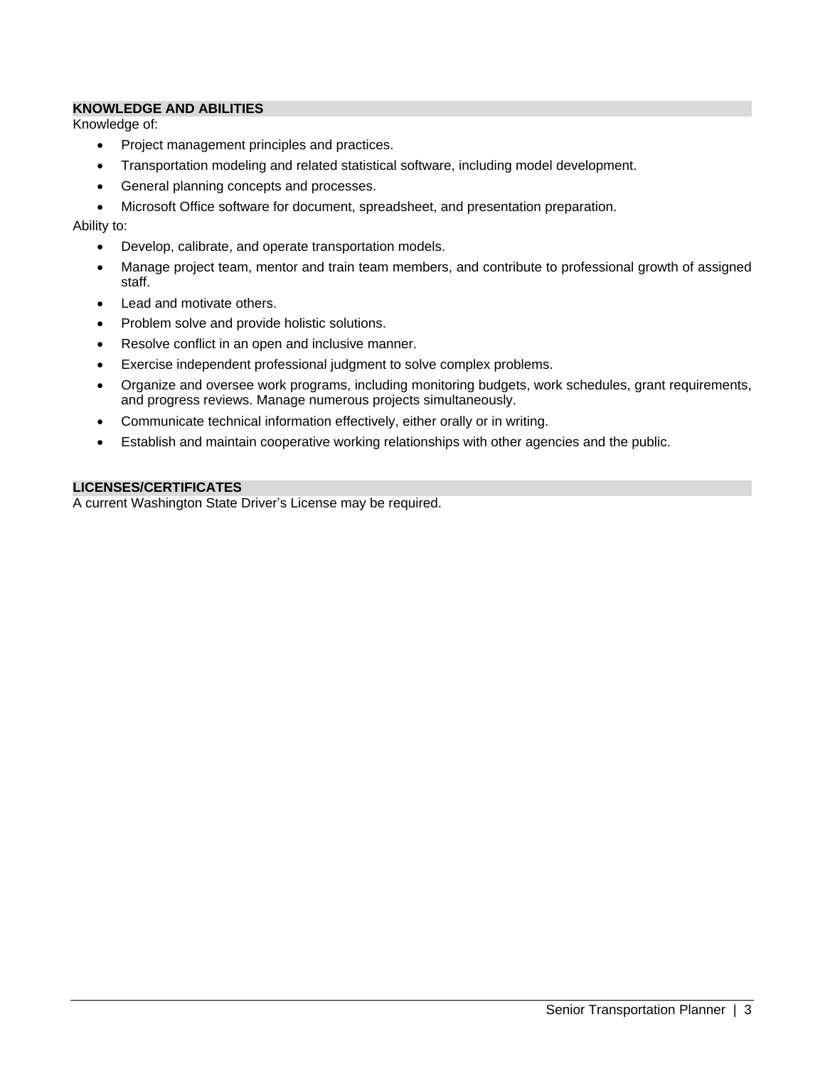## KNOWLEDGE AND ABILITIES

Knowledge of:

- Project management principles and practices.
- Transportation modeling and related statistical software, including model development.
- General planning concepts and processes.
- Microsoft Office software for document, spreadsheet, and presentation preparation.

Ability to:

- Develop, calibrate, and operate transportation models.
- Manage project team, mentor and train team members, and contribute to professional growth of assigned staff.
- Lead and motivate others.
- Problem solve and provide holistic solutions.
- Resolve conflict in an open and inclusive manner.
- Exercise independent professional judgment to solve complex problems.
- Organize and oversee work programs, including monitoring budgets, work schedules, grant requirements, and progress reviews. Manage numerous projects simultaneously.
- Communicate technical information effectively, either orally or in writing.
- Establish and maintain cooperative working relationships with other agencies and the public.

## LICENSES/CERTIFICATES

A current Washington State Driver's License may be required.